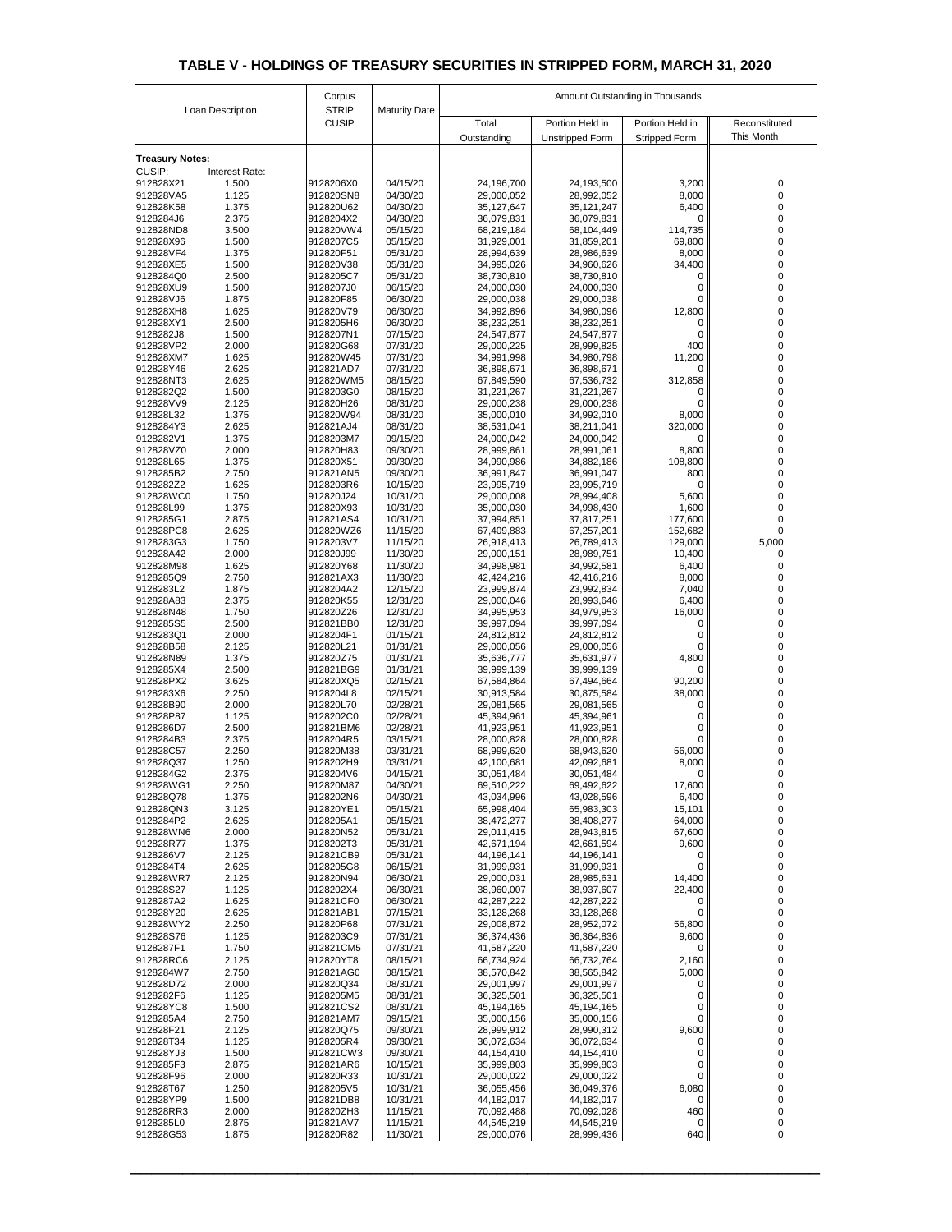# TABLE V - HOLDINGS OF TREASURY SECURITIES IN STRIPPED FORM, MARCH 31, 2020

| Loan Description | | Corpus STRIP CUSIP | Maturity Date | Amount Outstanding in Thousands | | | |
|---|---|---|---|---|---|---|---|
| | | | | Total Outstanding | Portion Held in Unstripped Form | Portion Held in Stripped Form | Reconstituted This Month |
| **Treasury Notes:** | | | | | | | |
| CUSIP: | Interest Rate: | | | | | | |
| 912828X21 | 1.500 | 9128206X0 | 04/15/20 | 24,196,700 | 24,193,500 | 3,200 | 0 |
| 912828VA5 | 1.125 | 912820SN8 | 04/30/20 | 29,000,052 | 28,992,052 | 8,000 | 0 |
| 912828K58 | 1.375 | 912820U62 | 04/30/20 | 35,127,647 | 35,121,247 | 6,400 | 0 |
| 9128284J6 | 2.375 | 9128204X2 | 04/30/20 | 36,079,831 | 36,079,831 | 0 | 0 |
| 912828ND8 | 3.500 | 912820VW4 | 05/15/20 | 68,219,184 | 68,104,449 | 114,735 | 0 |
| 912828X96 | 1.500 | 9128207C5 | 05/15/20 | 31,929,001 | 31,859,201 | 69,800 | 0 |
| 912828VF4 | 1.375 | 912820F51 | 05/31/20 | 28,994,639 | 28,986,639 | 8,000 | 0 |
| 912828XE5 | 1.500 | 912820V38 | 05/31/20 | 34,995,026 | 34,960,626 | 34,400 | 0 |
| 9128284Q0 | 2.500 | 9128205C7 | 05/31/20 | 38,730,810 | 38,730,810 | 0 | 0 |
| 912828XU9 | 1.500 | 9128207J0 | 06/15/20 | 24,000,030 | 24,000,030 | 0 | 0 |
| 912828VJ6 | 1.875 | 912820F85 | 06/30/20 | 29,000,038 | 29,000,038 | 0 | 0 |
| 912828XH8 | 1.625 | 912820V79 | 06/30/20 | 34,992,896 | 34,980,096 | 12,800 | 0 |
| 912828XY1 | 2.500 | 9128205H6 | 06/30/20 | 38,232,251 | 38,232,251 | 0 | 0 |
| 9128282J8 | 1.500 | 9128207N1 | 07/15/20 | 24,547,877 | 24,547,877 | 0 | 0 |
| 912828VP2 | 2.000 | 912820G68 | 07/31/20 | 29,000,225 | 28,999,825 | 400 | 0 |
| 912828XM7 | 1.625 | 912820W45 | 07/31/20 | 34,991,998 | 34,980,798 | 11,200 | 0 |
| 912828Y46 | 2.625 | 912821AD7 | 07/31/20 | 36,898,671 | 36,898,671 | 0 | 0 |
| 912828NT3 | 2.625 | 912820WM5 | 08/15/20 | 67,849,590 | 67,536,732 | 312,858 | 0 |
| 9128282Q2 | 1.500 | 9128203G0 | 08/15/20 | 31,221,267 | 31,221,267 | 0 | 0 |
| 912828VV9 | 2.125 | 912820H26 | 08/31/20 | 29,000,238 | 29,000,238 | 0 | 0 |
| 912828L32 | 1.375 | 912820W94 | 08/31/20 | 35,000,010 | 34,992,010 | 8,000 | 0 |
| 9128284Y3 | 2.625 | 912821AJ4 | 08/31/20 | 38,531,041 | 38,211,041 | 320,000 | 0 |
| 9128282V1 | 1.375 | 9128203M7 | 09/15/20 | 24,000,042 | 24,000,042 | 0 | 0 |
| 912828VZ0 | 2.000 | 912820H83 | 09/30/20 | 28,999,861 | 28,991,061 | 8,800 | 0 |
| 912828L65 | 1.375 | 912820X51 | 09/30/20 | 34,990,986 | 34,882,186 | 108,800 | 0 |
| 9128285B2 | 2.750 | 912821AN5 | 09/30/20 | 36,991,847 | 36,991,047 | 800 | 0 |
| 9128282Z2 | 1.625 | 9128203R6 | 10/15/20 | 23,995,719 | 23,995,719 | 0 | 0 |
| 912828WC0 | 1.750 | 912820J24 | 10/31/20 | 29,000,008 | 28,994,408 | 5,600 | 0 |
| 912828L99 | 1.375 | 912820X93 | 10/31/20 | 35,000,030 | 34,998,430 | 1,600 | 0 |
| 9128285G1 | 2.875 | 912821AS4 | 10/31/20 | 37,994,851 | 37,817,251 | 177,600 | 0 |
| 912828PC8 | 2.625 | 912820WZ6 | 11/15/20 | 67,409,883 | 67,257,201 | 152,682 | 0 |
| 9128283G3 | 1.750 | 9128203V7 | 11/15/20 | 26,918,413 | 26,789,413 | 129,000 | 5,000 |
| 912828A42 | 2.000 | 912820J99 | 11/30/20 | 29,000,151 | 28,989,751 | 10,400 | 0 |
| 912828M98 | 1.625 | 912820Y68 | 11/30/20 | 34,998,981 | 34,992,581 | 6,400 | 0 |
| 9128285Q9 | 2.750 | 912821AX3 | 11/30/20 | 42,424,216 | 42,416,216 | 8,000 | 0 |
| 9128283L2 | 1.875 | 9128204A2 | 12/15/20 | 23,999,874 | 23,992,834 | 7,040 | 0 |
| 912828A83 | 2.375 | 912820K55 | 12/31/20 | 29,000,046 | 28,993,646 | 6,400 | 0 |
| 912828N48 | 1.750 | 912820Z26 | 12/31/20 | 34,995,953 | 34,979,953 | 16,000 | 0 |
| 9128285S5 | 2.500 | 912821BB0 | 12/31/20 | 39,997,094 | 39,997,094 | 0 | 0 |
| 9128283Q1 | 2.000 | 9128204F1 | 01/15/21 | 24,812,812 | 24,812,812 | 0 | 0 |
| 912828B58 | 2.125 | 912820L21 | 01/31/21 | 29,000,056 | 29,000,056 | 0 | 0 |
| 912828N89 | 1.375 | 912820Z75 | 01/31/21 | 35,636,777 | 35,631,977 | 4,800 | 0 |
| 9128285X4 | 2.500 | 912821BG9 | 01/31/21 | 39,999,139 | 39,999,139 | 0 | 0 |
| 912828PX2 | 3.625 | 912820XQ5 | 02/15/21 | 67,584,864 | 67,494,664 | 90,200 | 0 |
| 9128283X6 | 2.250 | 9128204L8 | 02/15/21 | 30,913,584 | 30,875,584 | 38,000 | 0 |
| 912828B90 | 2.000 | 912820L70 | 02/28/21 | 29,081,565 | 29,081,565 | 0 | 0 |
| 912828P87 | 1.125 | 9128202C0 | 02/28/21 | 45,394,961 | 45,394,961 | 0 | 0 |
| 9128286D7 | 2.500 | 912821BM6 | 02/28/21 | 41,923,951 | 41,923,951 | 0 | 0 |
| 9128284B3 | 2.375 | 9128204R5 | 03/15/21 | 28,000,828 | 28,000,828 | 0 | 0 |
| 912828C57 | 2.250 | 912820M38 | 03/31/21 | 68,999,620 | 68,943,620 | 56,000 | 0 |
| 912828Q37 | 1.250 | 9128202H9 | 03/31/21 | 42,100,681 | 42,092,681 | 8,000 | 0 |
| 9128284G2 | 2.375 | 9128204V6 | 04/15/21 | 30,051,484 | 30,051,484 | 0 | 0 |
| 912828WG1 | 2.250 | 912820M87 | 04/30/21 | 69,510,222 | 69,492,622 | 17,600 | 0 |
| 912828Q78 | 1.375 | 9128202N6 | 04/30/21 | 43,034,996 | 43,028,596 | 6,400 | 0 |
| 912828QN3 | 3.125 | 912820YE1 | 05/15/21 | 65,998,404 | 65,983,303 | 15,101 | 0 |
| 9128284P2 | 2.625 | 9128205A1 | 05/15/21 | 38,472,277 | 38,408,277 | 64,000 | 0 |
| 912828WN6 | 2.000 | 912820N52 | 05/31/21 | 29,011,415 | 28,943,815 | 67,600 | 0 |
| 912828R77 | 1.375 | 9128202T3 | 05/31/21 | 42,671,194 | 42,661,594 | 9,600 | 0 |
| 9128286V7 | 2.125 | 912821CB9 | 05/31/21 | 44,196,141 | 44,196,141 | 0 | 0 |
| 9128284T4 | 2.625 | 9128205G8 | 06/15/21 | 31,999,931 | 31,999,931 | 0 | 0 |
| 912828WR7 | 2.125 | 912820N94 | 06/30/21 | 29,000,031 | 28,985,631 | 14,400 | 0 |
| 912828S27 | 1.125 | 9128202X4 | 06/30/21 | 38,960,007 | 38,937,607 | 22,400 | 0 |
| 9128287A2 | 1.625 | 912821CF0 | 06/30/21 | 42,287,222 | 42,287,222 | 0 | 0 |
| 912828Y20 | 2.625 | 912821AB1 | 07/15/21 | 33,128,268 | 33,128,268 | 0 | 0 |
| 912828WY2 | 2.250 | 912820P68 | 07/31/21 | 29,008,872 | 28,952,072 | 56,800 | 0 |
| 912828S76 | 1.125 | 9128203C9 | 07/31/21 | 36,374,436 | 36,364,836 | 9,600 | 0 |
| 9128287F1 | 1.750 | 912821CM5 | 07/31/21 | 41,587,220 | 41,587,220 | 0 | 0 |
| 912828RC6 | 2.125 | 912820YT8 | 08/15/21 | 66,734,924 | 66,732,764 | 2,160 | 0 |
| 9128284W7 | 2.750 | 912821AG0 | 08/15/21 | 38,570,842 | 38,565,842 | 5,000 | 0 |
| 912828D72 | 2.000 | 912820Q34 | 08/31/21 | 29,001,997 | 29,001,997 | 0 | 0 |
| 9128282F6 | 1.125 | 9128205M5 | 08/31/21 | 36,325,501 | 36,325,501 | 0 | 0 |
| 912828YC8 | 1.500 | 912821CS2 | 08/31/21 | 45,194,165 | 45,194,165 | 0 | 0 |
| 9128285A4 | 2.750 | 912821AM7 | 09/15/21 | 35,000,156 | 35,000,156 | 0 | 0 |
| 912828F21 | 2.125 | 912820Q75 | 09/30/21 | 28,999,912 | 28,990,312 | 9,600 | 0 |
| 912828T34 | 1.125 | 9128205R4 | 09/30/21 | 36,072,634 | 36,072,634 | 0 | 0 |
| 912828YJ3 | 1.500 | 912821CW3 | 09/30/21 | 44,154,410 | 44,154,410 | 0 | 0 |
| 9128285F3 | 2.875 | 912821AR6 | 10/15/21 | 35,999,803 | 35,999,803 | 0 | 0 |
| 912828F96 | 2.000 | 912820R33 | 10/31/21 | 29,000,022 | 29,000,022 | 0 | 0 |
| 912828T67 | 1.250 | 9128205V5 | 10/31/21 | 36,055,456 | 36,049,376 | 6,080 | 0 |
| 912828YP9 | 1.500 | 912821DB8 | 10/31/21 | 44,182,017 | 44,182,017 | 0 | 0 |
| 912828RR3 | 2.000 | 912820ZH3 | 11/15/21 | 70,092,488 | 70,092,028 | 460 | 0 |
| 9128285L0 | 2.875 | 912821AV7 | 11/15/21 | 44,545,219 | 44,545,219 | 0 | 0 |
| 912828G53 | 1.875 | 912820R82 | 11/30/21 | 29,000,076 | 28,999,436 | 640 | 0 |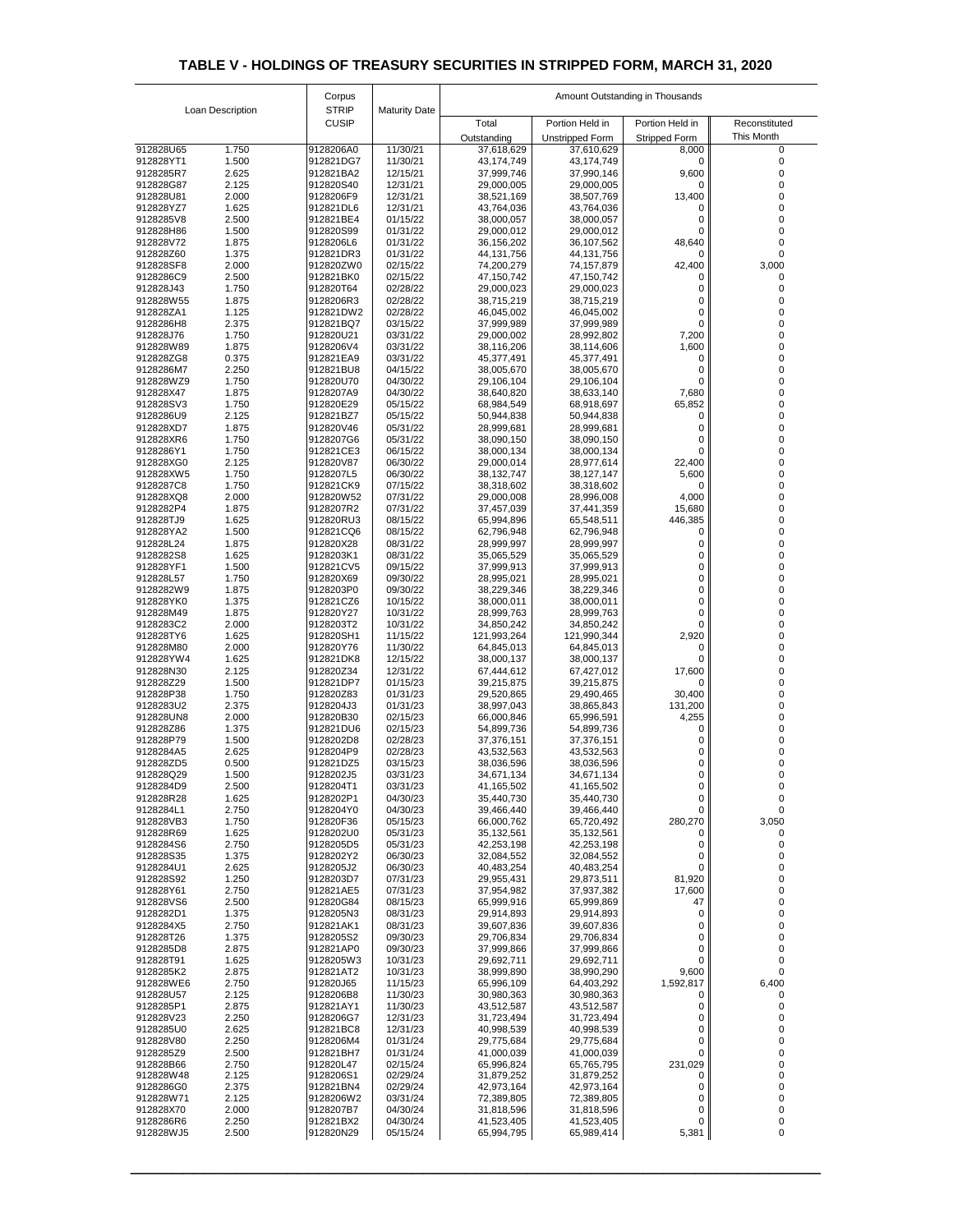# TABLE V - HOLDINGS OF TREASURY SECURITIES IN STRIPPED FORM, MARCH 31, 2020

| Loan Description | | Corpus STRIP CUSIP | Maturity Date | Amount Outstanding in Thousands | | | |
|---|---|---|---|---|---|---|---|
| | | | | Total Outstanding | Portion Held in Unstripped Form | Portion Held in Stripped Form | Reconstituted This Month |
| 912828U65 | 1.750 | 9128206A0 | 11/30/21 | 37,618,629 | 37,610,629 | 8,000 | 0 |
| 912828YT1 | 1.500 | 912821DG7 | 11/30/21 | 43,174,749 | 43,174,749 | 0 | 0 |
| 9128285R7 | 2.625 | 912821BA2 | 12/15/21 | 37,999,746 | 37,990,146 | 9,600 | 0 |
| 912828G87 | 2.125 | 912820S40 | 12/31/21 | 29,000,005 | 29,000,005 | 0 | 0 |
| 912828U81 | 2.000 | 9128206F9 | 12/31/21 | 38,521,169 | 38,507,769 | 13,400 | 0 |
| 912828YZ7 | 1.625 | 912821DL6 | 12/31/21 | 43,764,036 | 43,764,036 | 0 | 0 |
| 9128285V8 | 2.500 | 912821BE4 | 01/15/22 | 38,000,057 | 38,000,057 | 0 | 0 |
| 912828H86 | 1.500 | 912820S99 | 01/31/22 | 29,000,012 | 29,000,012 | 0 | 0 |
| 912828V72 | 1.875 | 9128206L6 | 01/31/22 | 36,156,202 | 36,107,562 | 48,640 | 0 |
| 912828Z60 | 1.375 | 912821DR3 | 01/31/22 | 44,131,756 | 44,131,756 | 0 | 0 |
| 912828SF8 | 2.000 | 912820ZW0 | 02/15/22 | 74,200,279 | 74,157,879 | 42,400 | 3,000 |
| 9128286C9 | 2.500 | 912821BK0 | 02/15/22 | 47,150,742 | 47,150,742 | 0 | 0 |
| 912828J43 | 1.750 | 912820T64 | 02/28/22 | 29,000,023 | 29,000,023 | 0 | 0 |
| 912828W55 | 1.875 | 9128206R3 | 02/28/22 | 38,715,219 | 38,715,219 | 0 | 0 |
| 912828ZA1 | 1.125 | 912821DW2 | 02/28/22 | 46,045,002 | 46,045,002 | 0 | 0 |
| 9128286H8 | 2.375 | 912821BQ7 | 03/15/22 | 37,999,989 | 37,999,989 | 0 | 0 |
| 912828J76 | 1.750 | 912820U21 | 03/31/22 | 29,000,002 | 28,992,802 | 7,200 | 0 |
| 912828W89 | 1.875 | 9128206V4 | 03/31/22 | 38,116,206 | 38,114,606 | 1,600 | 0 |
| 912828ZG8 | 0.375 | 912821EA9 | 03/31/22 | 45,377,491 | 45,377,491 | 0 | 0 |
| 9128286M7 | 2.250 | 912821BU8 | 04/15/22 | 38,005,670 | 38,005,670 | 0 | 0 |
| 912828WZ9 | 1.750 | 912820U70 | 04/30/22 | 29,106,104 | 29,106,104 | 0 | 0 |
| 912828X47 | 1.875 | 9128207A9 | 04/30/22 | 38,640,820 | 38,633,140 | 7,680 | 0 |
| 912828SV3 | 1.750 | 912820E29 | 05/15/22 | 68,984,549 | 68,918,697 | 65,852 | 0 |
| 9128286U9 | 2.125 | 912821BZ7 | 05/15/22 | 50,944,838 | 50,944,838 | 0 | 0 |
| 912828XD7 | 1.875 | 912820V46 | 05/31/22 | 28,999,681 | 28,999,681 | 0 | 0 |
| 912828XR6 | 1.750 | 9128207G6 | 05/31/22 | 38,090,150 | 38,090,150 | 0 | 0 |
| 9128286Y1 | 1.750 | 912821CE3 | 06/15/22 | 38,000,134 | 38,000,134 | 0 | 0 |
| 912828XG0 | 2.125 | 912820V87 | 06/30/22 | 29,000,014 | 28,977,614 | 22,400 | 0 |
| 912828XW5 | 1.750 | 9128207L5 | 06/30/22 | 38,132,747 | 38,127,147 | 5,600 | 0 |
| 9128287C8 | 1.750 | 912821CK9 | 07/15/22 | 38,318,602 | 38,318,602 | 0 | 0 |
| 912828XQ8 | 2.000 | 912820W52 | 07/31/22 | 29,000,008 | 28,996,008 | 4,000 | 0 |
| 9128282P4 | 1.875 | 9128207R2 | 07/31/22 | 37,457,039 | 37,441,359 | 15,680 | 0 |
| 912828TJ9 | 1.625 | 912820RU3 | 08/15/22 | 65,994,896 | 65,548,511 | 446,385 | 0 |
| 912828YA2 | 1.500 | 912821CQ6 | 08/15/22 | 62,796,948 | 62,796,948 | 0 | 0 |
| 912828L24 | 1.875 | 912820X28 | 08/31/22 | 28,999,997 | 28,999,997 | 0 | 0 |
| 9128282S8 | 1.625 | 9128203K1 | 08/31/22 | 35,065,529 | 35,065,529 | 0 | 0 |
| 912828YF1 | 1.500 | 912821CV5 | 09/15/22 | 37,999,913 | 37,999,913 | 0 | 0 |
| 912828L57 | 1.750 | 912820X69 | 09/30/22 | 28,995,021 | 28,995,021 | 0 | 0 |
| 9128282W9 | 1.875 | 9128203P0 | 09/30/22 | 38,229,346 | 38,229,346 | 0 | 0 |
| 912828YK0 | 1.375 | 912821CZ6 | 10/15/22 | 38,000,011 | 38,000,011 | 0 | 0 |
| 912828M49 | 1.875 | 912820Y27 | 10/31/22 | 28,999,763 | 28,999,763 | 0 | 0 |
| 9128283C2 | 2.000 | 9128203T2 | 10/31/22 | 34,850,242 | 34,850,242 | 0 | 0 |
| 912828TY6 | 1.625 | 912820SH1 | 11/15/22 | 121,993,264 | 121,990,344 | 2,920 | 0 |
| 912828M80 | 2.000 | 912820Y76 | 11/30/22 | 64,845,013 | 64,845,013 | 0 | 0 |
| 912828YW4 | 1.625 | 912821DK8 | 12/15/22 | 38,000,137 | 38,000,137 | 0 | 0 |
| 912828N30 | 2.125 | 912820Z34 | 12/31/22 | 67,444,612 | 67,427,012 | 17,600 | 0 |
| 912828Z29 | 1.500 | 912821DP7 | 01/15/23 | 39,215,875 | 39,215,875 | 0 | 0 |
| 912828P38 | 1.750 | 912820Z83 | 01/31/23 | 29,520,865 | 29,490,465 | 30,400 | 0 |
| 9128283U2 | 2.375 | 9128204J3 | 01/31/23 | 38,997,043 | 38,865,843 | 131,200 | 0 |
| 912828UN8 | 2.000 | 912820B30 | 02/15/23 | 66,000,846 | 65,996,591 | 4,255 | 0 |
| 912828Z86 | 1.375 | 912821DU6 | 02/15/23 | 54,899,736 | 54,899,736 | 0 | 0 |
| 912828P79 | 1.500 | 9128202D8 | 02/28/23 | 37,376,151 | 37,376,151 | 0 | 0 |
| 9128284A5 | 2.625 | 9128204P9 | 02/28/23 | 43,532,563 | 43,532,563 | 0 | 0 |
| 912828ZD5 | 0.500 | 912821DZ5 | 03/15/23 | 38,036,596 | 38,036,596 | 0 | 0 |
| 912828Q29 | 1.500 | 9128202J5 | 03/31/23 | 34,671,134 | 34,671,134 | 0 | 0 |
| 9128284D9 | 2.500 | 9128204T1 | 03/31/23 | 41,165,502 | 41,165,502 | 0 | 0 |
| 912828R28 | 1.625 | 9128202P1 | 04/30/23 | 35,440,730 | 35,440,730 | 0 | 0 |
| 9128284L1 | 2.750 | 9128204Y0 | 04/30/23 | 39,466,440 | 39,466,440 | 0 | 0 |
| 912828VB3 | 1.750 | 912820F36 | 05/15/23 | 66,000,762 | 65,720,492 | 280,270 | 3,050 |
| 912828R69 | 1.625 | 9128202U0 | 05/31/23 | 35,132,561 | 35,132,561 | 0 | 0 |
| 9128284S6 | 2.750 | 9128205D5 | 05/31/23 | 42,253,198 | 42,253,198 | 0 | 0 |
| 912828S35 | 1.375 | 9128202Y2 | 06/30/23 | 32,084,552 | 32,084,552 | 0 | 0 |
| 9128284U1 | 2.625 | 9128205J2 | 06/30/23 | 40,483,254 | 40,483,254 | 0 | 0 |
| 912828S92 | 1.250 | 9128203D7 | 07/31/23 | 29,955,431 | 29,873,511 | 81,920 | 0 |
| 912828Y61 | 2.750 | 912821AE5 | 07/31/23 | 37,954,982 | 37,937,382 | 17,600 | 0 |
| 912828VS6 | 2.500 | 912820G84 | 08/15/23 | 65,999,916 | 65,999,869 | 47 | 0 |
| 9128282D1 | 1.375 | 9128205N3 | 08/31/23 | 29,914,893 | 29,914,893 | 0 | 0 |
| 9128284X5 | 2.750 | 912821AK1 | 08/31/23 | 39,607,836 | 39,607,836 | 0 | 0 |
| 912828T26 | 1.375 | 9128205S2 | 09/30/23 | 29,706,834 | 29,706,834 | 0 | 0 |
| 9128285D8 | 2.875 | 912821AP0 | 09/30/23 | 37,999,866 | 37,999,866 | 0 | 0 |
| 912828T91 | 1.625 | 9128205W3 | 10/31/23 | 29,692,711 | 29,692,711 | 0 | 0 |
| 9128285K2 | 2.875 | 912821AT2 | 10/31/23 | 38,999,890 | 38,990,290 | 9,600 | 0 |
| 912828WE6 | 2.750 | 912820J65 | 11/15/23 | 65,996,109 | 64,403,292 | 1,592,817 | 6,400 |
| 912828U57 | 2.125 | 9128206B8 | 11/30/23 | 30,980,363 | 30,980,363 | 0 | 0 |
| 9128285P1 | 2.875 | 912821AY1 | 11/30/23 | 43,512,587 | 43,512,587 | 0 | 0 |
| 912828V23 | 2.250 | 9128206G7 | 12/31/23 | 31,723,494 | 31,723,494 | 0 | 0 |
| 9128285U0 | 2.625 | 912821BC8 | 12/31/23 | 40,998,539 | 40,998,539 | 0 | 0 |
| 912828V80 | 2.250 | 9128206M4 | 01/31/24 | 29,775,684 | 29,775,684 | 0 | 0 |
| 9128285Z9 | 2.500 | 912821BH7 | 01/31/24 | 41,000,039 | 41,000,039 | 0 | 0 |
| 912828B66 | 2.750 | 912820L47 | 02/15/24 | 65,996,824 | 65,765,795 | 231,029 | 0 |
| 912828W48 | 2.125 | 9128206S1 | 02/29/24 | 31,879,252 | 31,879,252 | 0 | 0 |
| 9128286G0 | 2.375 | 912821BN4 | 02/29/24 | 42,973,164 | 42,973,164 | 0 | 0 |
| 912828W71 | 2.125 | 9128206W2 | 03/31/24 | 72,389,805 | 72,389,805 | 0 | 0 |
| 912828X70 | 2.000 | 9128207B7 | 04/30/24 | 31,818,596 | 31,818,596 | 0 | 0 |
| 9128286R6 | 2.250 | 912821BX2 | 04/30/24 | 41,523,405 | 41,523,405 | 0 | 0 |
| 912828WJ5 | 2.500 | 912820N29 | 05/15/24 | 65,994,795 | 65,989,414 | 5,381 | 0 |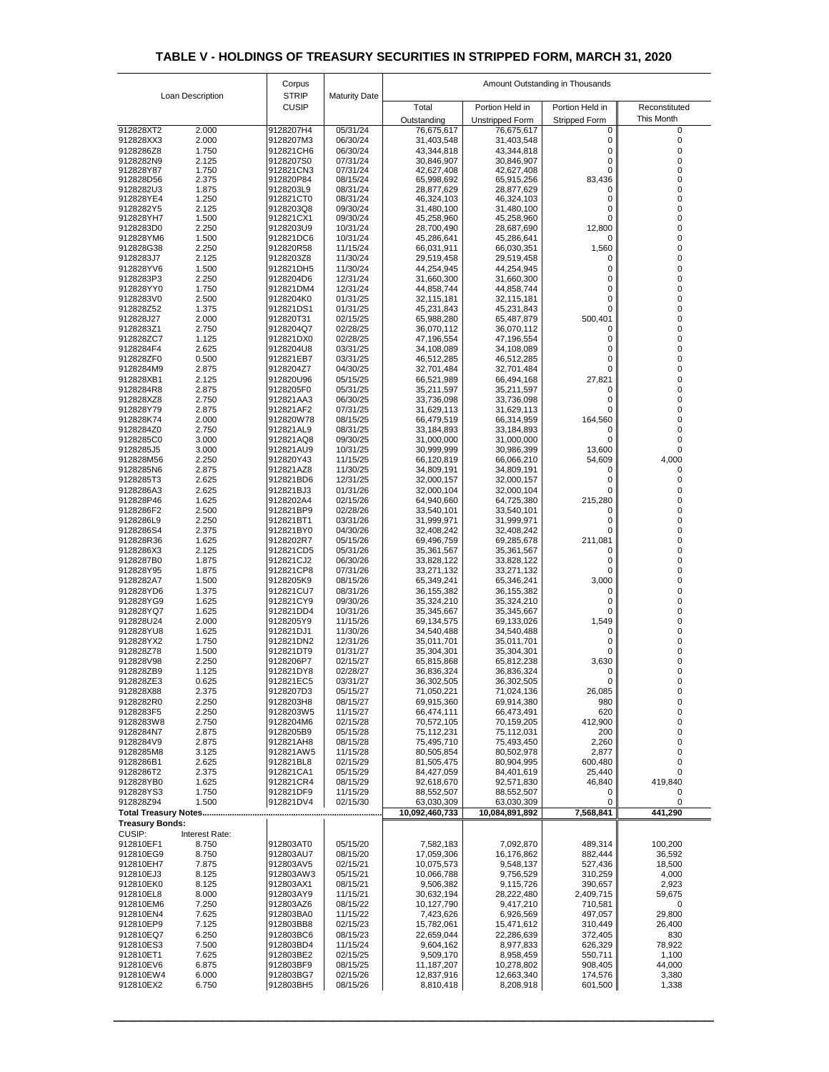# TABLE V - HOLDINGS OF TREASURY SECURITIES IN STRIPPED FORM, MARCH 31, 2020

| Loan Description | | Corpus STRIP CUSIP | Maturity Date | Amount Outstanding in Thousands | | | |
|---|---|---|---|---|---|---|---|
| | | | | Total Outstanding | Portion Held in Unstripped Form | Portion Held in Stripped Form | Reconstituted This Month |
| 912828XT2 | 2.000 | 9128207H4 | 05/31/24 | 76,675,617 | 76,675,617 | 0 | 0 |
| 912828XX3 | 2.000 | 9128207M3 | 06/30/24 | 31,403,548 | 31,403,548 | 0 | 0 |
| 9128286Z8 | 1.750 | 912821CH6 | 06/30/24 | 43,344,818 | 43,344,818 | 0 | 0 |
| 9128282N9 | 2.125 | 9128207S0 | 07/31/24 | 30,846,907 | 30,846,907 | 0 | 0 |
| 912828Y87 | 1.750 | 912821CN3 | 07/31/24 | 42,627,408 | 42,627,408 | 0 | 0 |
| 912828D56 | 2.375 | 912820P84 | 08/15/24 | 65,998,692 | 65,915,256 | 83,436 | 0 |
| 9128282U3 | 1.875 | 9128203L9 | 08/31/24 | 28,877,629 | 28,877,629 | 0 | 0 |
| 912828YE4 | 1.250 | 912821CT0 | 08/31/24 | 46,324,103 | 46,324,103 | 0 | 0 |
| 9128282Y5 | 2.125 | 9128203Q8 | 09/30/24 | 31,480,100 | 31,480,100 | 0 | 0 |
| 912828YH7 | 1.500 | 912821CX1 | 09/30/24 | 45,258,960 | 45,258,960 | 0 | 0 |
| 9128283D0 | 2.250 | 9128203U9 | 10/31/24 | 28,700,490 | 28,687,690 | 12,800 | 0 |
| 912828YM6 | 1.500 | 912821DC6 | 10/31/24 | 45,286,641 | 45,286,641 | 0 | 0 |
| 912828G38 | 2.250 | 912820R58 | 11/15/24 | 66,031,911 | 66,030,351 | 1,560 | 0 |
| 9128283J7 | 2.125 | 9128203Z8 | 11/30/24 | 29,519,458 | 29,519,458 | 0 | 0 |
| 912828YV6 | 1.500 | 912821DH5 | 11/30/24 | 44,254,945 | 44,254,945 | 0 | 0 |
| 9128283P3 | 2.250 | 9128204D6 | 12/31/24 | 31,660,300 | 31,660,300 | 0 | 0 |
| 912828YY0 | 1.750 | 912821DM4 | 12/31/24 | 44,858,744 | 44,858,744 | 0 | 0 |
| 9128283V0 | 2.500 | 9128204K0 | 01/31/25 | 32,115,181 | 32,115,181 | 0 | 0 |
| 912828Z52 | 1.375 | 912821DS1 | 01/31/25 | 45,231,843 | 45,231,843 | 0 | 0 |
| 912828J27 | 2.000 | 912820T31 | 02/15/25 | 65,988,280 | 65,487,879 | 500,401 | 0 |
| 9128283Z1 | 2.750 | 9128204Q7 | 02/28/25 | 36,070,112 | 36,070,112 | 0 | 0 |
| 912828ZC7 | 1.125 | 912821DX0 | 02/28/25 | 47,196,554 | 47,196,554 | 0 | 0 |
| 9128284F4 | 2.625 | 9128204U8 | 03/31/25 | 34,108,089 | 34,108,089 | 0 | 0 |
| 912828ZF0 | 0.500 | 912821EB7 | 03/31/25 | 46,512,285 | 46,512,285 | 0 | 0 |
| 9128284M9 | 2.875 | 9128204Z7 | 04/30/25 | 32,701,484 | 32,701,484 | 0 | 0 |
| 912828XB1 | 2.125 | 912820U96 | 05/15/25 | 66,521,989 | 66,494,168 | 27,821 | 0 |
| 9128284R8 | 2.875 | 9128205F0 | 05/31/25 | 35,211,597 | 35,211,597 | 0 | 0 |
| 912828XZ8 | 2.750 | 912821AA3 | 06/30/25 | 33,736,098 | 33,736,098 | 0 | 0 |
| 912828Y79 | 2.875 | 912821AF2 | 07/31/25 | 31,629,113 | 31,629,113 | 0 | 0 |
| 912828K74 | 2.000 | 912820W78 | 08/15/25 | 66,479,519 | 66,314,959 | 164,560 | 0 |
| 9128284Z0 | 2.750 | 912821AL9 | 08/31/25 | 33,184,893 | 33,184,893 | 0 | 0 |
| 9128285C0 | 3.000 | 912821AQ8 | 09/30/25 | 31,000,000 | 31,000,000 | 0 | 0 |
| 9128285J5 | 3.000 | 912821AU9 | 10/31/25 | 30,999,999 | 30,986,399 | 13,600 | 0 |
| 912828M56 | 2.250 | 912820Y43 | 11/15/25 | 66,120,819 | 66,066,210 | 54,609 | 4,000 |
| 9128285N6 | 2.875 | 912821AZ8 | 11/30/25 | 34,809,191 | 34,809,191 | 0 | 0 |
| 9128285T3 | 2.625 | 912821BD6 | 12/31/25 | 32,000,157 | 32,000,157 | 0 | 0 |
| 9128286A3 | 2.625 | 912821BJ3 | 01/31/26 | 32,000,104 | 32,000,104 | 0 | 0 |
| 912828P46 | 1.625 | 9128202A4 | 02/15/26 | 64,940,660 | 64,725,380 | 215,280 | 0 |
| 9128286F2 | 2.500 | 912821BP9 | 02/28/26 | 33,540,101 | 33,540,101 | 0 | 0 |
| 9128286L9 | 2.250 | 912821BT1 | 03/31/26 | 31,999,971 | 31,999,971 | 0 | 0 |
| 9128286S4 | 2.375 | 912821BY0 | 04/30/26 | 32,408,242 | 32,408,242 | 0 | 0 |
| 912828R36 | 1.625 | 9128202R7 | 05/15/26 | 69,496,759 | 69,285,678 | 211,081 | 0 |
| 9128286X3 | 2.125 | 912821CD5 | 05/31/26 | 35,361,567 | 35,361,567 | 0 | 0 |
| 9128287B0 | 1.875 | 912821CJ2 | 06/30/26 | 33,828,122 | 33,828,122 | 0 | 0 |
| 912828Y95 | 1.875 | 912821CP8 | 07/31/26 | 33,271,132 | 33,271,132 | 0 | 0 |
| 9128282A7 | 1.500 | 9128205K9 | 08/15/26 | 65,349,241 | 65,346,241 | 3,000 | 0 |
| 912828YD6 | 1.375 | 912821CU7 | 08/31/26 | 36,155,382 | 36,155,382 | 0 | 0 |
| 912828YG9 | 1.625 | 912821CY9 | 09/30/26 | 35,324,210 | 35,324,210 | 0 | 0 |
| 912828YQ7 | 1.625 | 912821DD4 | 10/31/26 | 35,345,667 | 35,345,667 | 0 | 0 |
| 912828U24 | 2.000 | 9128205Y9 | 11/15/26 | 69,134,575 | 69,133,026 | 1,549 | 0 |
| 912828YU8 | 1.625 | 912821DJ1 | 11/30/26 | 34,540,488 | 34,540,488 | 0 | 0 |
| 912828YX2 | 1.750 | 912821DN2 | 12/31/26 | 35,011,701 | 35,011,701 | 0 | 0 |
| 912828Z78 | 1.500 | 912821DT9 | 01/31/27 | 35,304,301 | 35,304,301 | 0 | 0 |
| 912828V98 | 2.250 | 9128206P7 | 02/15/27 | 65,815,868 | 65,812,238 | 3,630 | 0 |
| 912828ZB9 | 1.125 | 912821DY8 | 02/28/27 | 36,836,324 | 36,836,324 | 0 | 0 |
| 912828ZE3 | 0.625 | 912821EC5 | 03/31/27 | 36,302,505 | 36,302,505 | 0 | 0 |
| 912828X88 | 2.375 | 9128207D3 | 05/15/27 | 71,050,221 | 71,024,136 | 26,085 | 0 |
| 9128282R0 | 2.250 | 9128203H8 | 08/15/27 | 69,915,360 | 69,914,380 | 980 | 0 |
| 9128283F5 | 2.250 | 9128203W5 | 11/15/27 | 66,474,111 | 66,473,491 | 620 | 0 |
| 9128283W8 | 2.750 | 9128204M6 | 02/15/28 | 70,572,105 | 70,159,205 | 412,900 | 0 |
| 9128284N7 | 2.875 | 9128205B9 | 05/15/28 | 75,112,231 | 75,112,031 | 200 | 0 |
| 9128284V9 | 2.875 | 912821AH8 | 08/15/28 | 75,495,710 | 75,493,450 | 2,260 | 0 |
| 9128285M8 | 3.125 | 912821AW5 | 11/15/28 | 80,505,854 | 80,502,978 | 2,877 | 0 |
| 9128286B1 | 2.625 | 912821BL8 | 02/15/29 | 81,505,475 | 80,904,995 | 600,480 | 0 |
| 9128286T2 | 2.375 | 912821CA1 | 05/15/29 | 84,427,059 | 84,401,619 | 25,440 | 0 |
| 912828YB0 | 1.625 | 912821CR4 | 08/15/29 | 92,618,670 | 92,571,830 | 46,840 | 419,840 |
| 912828YS3 | 1.750 | 912821DF9 | 11/15/29 | 88,552,507 | 88,552,507 | 0 | 0 |
| 912828Z94 | 1.500 | 912821DV4 | 02/15/30 | 63,030,309 | 63,030,309 | 0 | 0 |
| **Total Treasury Notes** | | | | **10,092,460,733** | **10,084,891,892** | **7,568,841** | **441,290** |
| **Treasury Bonds:** | | | | | | | |
| CUSIP: | Interest Rate: | | | | | | |
| 912810EF1 | 8.750 | 912803AT0 | 05/15/20 | 7,582,183 | 7,092,870 | 489,314 | 100,200 |
| 912810EG9 | 8.750 | 912803AU7 | 08/15/20 | 17,059,306 | 16,176,862 | 882,444 | 36,592 |
| 912810EH7 | 7.875 | 912803AV5 | 02/15/21 | 10,075,573 | 9,548,137 | 527,436 | 18,500 |
| 912810EJ3 | 8.125 | 912803AW3 | 05/15/21 | 10,066,788 | 9,756,529 | 310,259 | 4,000 |
| 912810EK0 | 8.125 | 912803AX1 | 08/15/21 | 9,506,382 | 9,115,726 | 390,657 | 2,923 |
| 912810EL8 | 8.000 | 912803AY9 | 11/15/21 | 30,632,194 | 28,222,480 | 2,409,715 | 59,675 |
| 912810EM6 | 7.250 | 912803AZ6 | 08/15/22 | 10,127,790 | 9,417,210 | 710,581 | 0 |
| 912810EN4 | 7.625 | 912803BA0 | 11/15/22 | 7,423,626 | 6,926,569 | 497,057 | 29,800 |
| 912810EP9 | 7.125 | 912803BB8 | 02/15/23 | 15,782,061 | 15,471,612 | 310,449 | 26,400 |
| 912810EQ7 | 6.250 | 912803BC6 | 08/15/23 | 22,659,044 | 22,286,639 | 372,405 | 830 |
| 912810ES3 | 7.500 | 912803BD4 | 11/15/24 | 9,604,162 | 8,977,833 | 626,329 | 78,922 |
| 912810ET1 | 7.625 | 912803BE2 | 02/15/25 | 9,509,170 | 8,958,459 | 550,711 | 1,100 |
| 912810EV6 | 6.875 | 912803BF9 | 08/15/25 | 11,187,207 | 10,278,802 | 908,405 | 44,000 |
| 912810EW4 | 6.000 | 912803BG7 | 02/15/26 | 12,837,916 | 12,663,340 | 174,576 | 3,380 |
| 912810EX2 | 6.750 | 912803BH5 | 08/15/26 | 8,810,418 | 8,208,918 | 601,500 | 1,338 |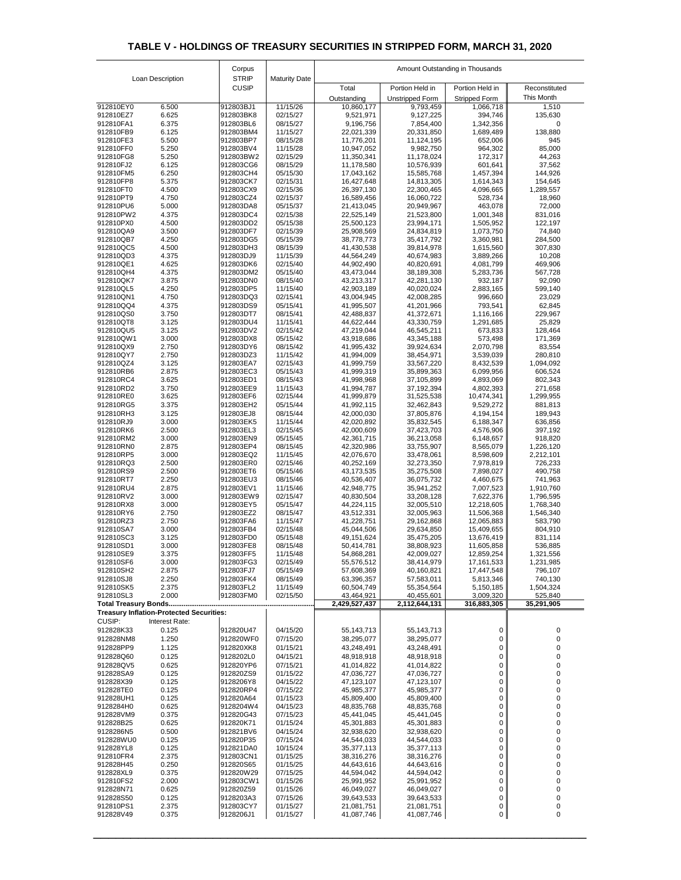## TABLE V - HOLDINGS OF TREASURY SECURITIES IN STRIPPED FORM, MARCH 31, 2020

| Loan Description | | Corpus STRIP CUSIP | Maturity Date | Amount Outstanding in Thousands | | | |
|---|---|---|---|---|---|---|---|
| | | | | Total Outstanding | Portion Held in Unstripped Form | Portion Held in Stripped Form | Reconstituted This Month |
| 912810EY0 | 6.500 | 912803BJ1 | 11/15/26 | 10,860,177 | 9,793,459 | 1,066,718 | 1,510 |
| 912810EZ7 | 6.625 | 912803BK8 | 02/15/27 | 9,521,971 | 9,127,225 | 394,746 | 135,630 |
| 912810FA1 | 6.375 | 912803BL6 | 08/15/27 | 9,196,756 | 7,854,400 | 1,342,356 | 0 |
| 912810FB9 | 6.125 | 912803BM4 | 11/15/27 | 22,021,339 | 20,331,850 | 1,689,489 | 138,880 |
| 912810FE3 | 5.500 | 912803BP7 | 08/15/28 | 11,776,201 | 11,124,195 | 652,006 | 945 |
| 912810FF0 | 5.250 | 912803BV4 | 11/15/28 | 10,947,052 | 9,982,750 | 964,302 | 85,000 |
| 912810FG8 | 5.250 | 912803BW2 | 02/15/29 | 11,350,341 | 11,178,024 | 172,317 | 44,263 |
| 912810FJ2 | 6.125 | 912803CG6 | 08/15/29 | 11,178,580 | 10,576,939 | 601,641 | 37,562 |
| 912810FM5 | 6.250 | 912803CH4 | 05/15/30 | 17,043,162 | 15,585,768 | 1,457,394 | 144,926 |
| 912810FP8 | 5.375 | 912803CK7 | 02/15/31 | 16,427,648 | 14,813,305 | 1,614,343 | 154,645 |
| 912810FT0 | 4.500 | 912803CX9 | 02/15/36 | 26,397,130 | 22,300,465 | 4,096,665 | 1,289,557 |
| 912810PT9 | 4.750 | 912803CZ4 | 02/15/37 | 16,589,456 | 16,060,722 | 528,734 | 18,960 |
| 912810PU6 | 5.000 | 912803DA8 | 05/15/37 | 21,413,045 | 20,949,967 | 463,078 | 72,000 |
| 912810PW2 | 4.375 | 912803DC4 | 02/15/38 | 22,525,149 | 21,523,800 | 1,001,348 | 831,016 |
| 912810PX0 | 4.500 | 912803DD2 | 05/15/38 | 25,500,123 | 23,994,171 | 1,505,952 | 122,197 |
| 912810QA9 | 3.500 | 912803DF7 | 02/15/39 | 25,908,569 | 24,834,819 | 1,073,750 | 74,840 |
| 912810QB7 | 4.250 | 912803DG5 | 05/15/39 | 38,778,773 | 35,417,792 | 3,360,981 | 284,500 |
| 912810QC5 | 4.500 | 912803DH3 | 08/15/39 | 41,430,538 | 39,814,978 | 1,615,560 | 307,830 |
| 912810QD3 | 4.375 | 912803DJ9 | 11/15/39 | 44,564,249 | 40,674,983 | 3,889,266 | 10,208 |
| 912810QE1 | 4.625 | 912803DK6 | 02/15/40 | 44,902,490 | 40,820,691 | 4,081,799 | 469,906 |
| 912810QH4 | 4.375 | 912803DM2 | 05/15/40 | 43,473,044 | 38,189,308 | 5,283,736 | 567,728 |
| 912810QK7 | 3.875 | 912803DN0 | 08/15/40 | 43,213,317 | 42,281,130 | 932,187 | 92,090 |
| 912810QL5 | 4.250 | 912803DP5 | 11/15/40 | 42,903,189 | 40,020,024 | 2,883,165 | 599,140 |
| 912810QN1 | 4.750 | 912803DQ3 | 02/15/41 | 43,004,945 | 42,008,285 | 996,660 | 23,029 |
| 912810QQ4 | 4.375 | 912803DS9 | 05/15/41 | 41,995,507 | 41,201,966 | 793,541 | 62,845 |
| 912810QS0 | 3.750 | 912803DT7 | 08/15/41 | 42,488,837 | 41,372,671 | 1,116,166 | 229,967 |
| 912810QT8 | 3.125 | 912803DU4 | 11/15/41 | 44,622,444 | 43,330,759 | 1,291,685 | 25,829 |
| 912810QU5 | 3.125 | 912803DV2 | 02/15/42 | 47,219,044 | 46,545,211 | 673,833 | 128,464 |
| 912810QW1 | 3.000 | 912803DX8 | 05/15/42 | 43,918,686 | 43,345,188 | 573,498 | 171,369 |
| 912810QX9 | 2.750 | 912803DY6 | 08/15/42 | 41,995,432 | 39,924,634 | 2,070,798 | 83,554 |
| 912810QY7 | 2.750 | 912803DZ3 | 11/15/42 | 41,994,009 | 38,454,971 | 3,539,039 | 280,810 |
| 912810QZ4 | 3.125 | 912803EA7 | 02/15/43 | 41,999,759 | 33,567,220 | 8,432,539 | 1,094,092 |
| 912810RB6 | 2.875 | 912803EC3 | 05/15/43 | 41,999,319 | 35,899,363 | 6,099,956 | 606,524 |
| 912810RC4 | 3.625 | 912803ED1 | 08/15/43 | 41,998,968 | 37,105,899 | 4,893,069 | 802,343 |
| 912810RD2 | 3.750 | 912803EE9 | 11/15/43 | 41,994,787 | 37,192,394 | 4,802,393 | 271,658 |
| 912810RE0 | 3.625 | 912803EF6 | 02/15/44 | 41,999,879 | 31,525,538 | 10,474,341 | 1,299,955 |
| 912810RG5 | 3.375 | 912803EH2 | 05/15/44 | 41,992,115 | 32,462,843 | 9,529,272 | 881,813 |
| 912810RH3 | 3.125 | 912803EJ8 | 08/15/44 | 42,000,030 | 37,805,876 | 4,194,154 | 189,943 |
| 912810RJ9 | 3.000 | 912803EK5 | 11/15/44 | 42,020,892 | 35,832,545 | 6,188,347 | 636,856 |
| 912810RK6 | 2.500 | 912803EL3 | 02/15/45 | 42,000,609 | 37,423,703 | 4,576,906 | 397,192 |
| 912810RM2 | 3.000 | 912803EN9 | 05/15/45 | 42,361,715 | 36,213,058 | 6,148,657 | 918,820 |
| 912810RN0 | 2.875 | 912803EP4 | 08/15/45 | 42,320,986 | 33,755,907 | 8,565,079 | 1,226,120 |
| 912810RP5 | 3.000 | 912803EQ2 | 11/15/45 | 42,076,670 | 33,478,061 | 8,598,609 | 2,212,101 |
| 912810RQ3 | 2.500 | 912803ER0 | 02/15/46 | 40,252,169 | 32,273,350 | 7,978,819 | 726,233 |
| 912810RS9 | 2.500 | 912803ET6 | 05/15/46 | 43,173,535 | 35,275,508 | 7,898,027 | 490,758 |
| 912810RT7 | 2.250 | 912803EU3 | 08/15/46 | 40,536,407 | 36,075,732 | 4,460,675 | 741,963 |
| 912810RU4 | 2.875 | 912803EV1 | 11/15/46 | 42,948,775 | 35,941,252 | 7,007,523 | 1,910,760 |
| 912810RV2 | 3.000 | 912803EW9 | 02/15/47 | 40,830,504 | 33,208,128 | 7,622,376 | 1,796,595 |
| 912810RX8 | 3.000 | 912803EY5 | 05/15/47 | 44,224,115 | 32,005,510 | 12,218,605 | 1,768,340 |
| 912810RY6 | 2.750 | 912803EZ2 | 08/15/47 | 43,512,331 | 32,005,963 | 11,506,368 | 1,546,340 |
| 912810RZ3 | 2.750 | 912803FA6 | 11/15/47 | 41,228,751 | 29,162,868 | 12,065,883 | 583,790 |
| 912810SA7 | 3.000 | 912803FB4 | 02/15/48 | 45,044,506 | 29,634,850 | 15,409,655 | 804,910 |
| 912810SC3 | 3.125 | 912803FD0 | 05/15/48 | 49,151,624 | 35,475,205 | 13,676,419 | 831,114 |
| 912810SD1 | 3.000 | 912803FE8 | 08/15/48 | 50,414,781 | 38,808,923 | 11,605,858 | 536,885 |
| 912810SE9 | 3.375 | 912803FF5 | 11/15/48 | 54,868,281 | 42,009,027 | 12,859,254 | 1,321,556 |
| 912810SF6 | 3.000 | 912803FG3 | 02/15/49 | 55,576,512 | 38,414,979 | 17,161,533 | 1,231,985 |
| 912810SH2 | 2.875 | 912803FJ7 | 05/15/49 | 57,608,369 | 40,160,821 | 17,447,548 | 796,107 |
| 912810SJ8 | 2.250 | 912803FK4 | 08/15/49 | 63,396,357 | 57,583,011 | 5,813,346 | 740,130 |
| 912810SK5 | 2.375 | 912803FL2 | 11/15/49 | 60,504,749 | 55,354,564 | 5,150,185 | 1,504,324 |
| 912810SL3 | 2.000 | 912803FM0 | 02/15/50 | 43,464,921 | 40,455,601 | 3,009,320 | 525,840 |
| **Total Treasury Bonds** | | | | **2,429,527,437** | **2,112,644,131** | **316,883,305** | **35,291,905** |
| **Treasury Inflation-Protected Securities:** | | | | | | | |
| CUSIP: | Interest Rate: | | | | | | |
| 912828K33 | 0.125 | 912820U47 | 04/15/20 | 55,143,713 | 55,143,713 | 0 | 0 |
| 912828NM8 | 1.250 | 912820WF0 | 07/15/20 | 38,295,077 | 38,295,077 | 0 | 0 |
| 912828PP9 | 1.125 | 912820XK8 | 01/15/21 | 43,248,491 | 43,248,491 | 0 | 0 |
| 912828Q60 | 0.125 | 9128202L0 | 04/15/21 | 48,918,918 | 48,918,918 | 0 | 0 |
| 912828QV5 | 0.625 | 912820YP6 | 07/15/21 | 41,014,822 | 41,014,822 | 0 | 0 |
| 912828SA9 | 0.125 | 912820ZS9 | 01/15/22 | 47,036,727 | 47,036,727 | 0 | 0 |
| 912828X39 | 0.125 | 9128206Y8 | 04/15/22 | 47,123,107 | 47,123,107 | 0 | 0 |
| 912828TE0 | 0.125 | 912820RP4 | 07/15/22 | 45,985,377 | 45,985,377 | 0 | 0 |
| 912828UH1 | 0.125 | 912820A64 | 01/15/23 | 45,809,400 | 45,809,400 | 0 | 0 |
| 9128284H0 | 0.625 | 9128204W4 | 04/15/23 | 48,835,768 | 48,835,768 | 0 | 0 |
| 912828VM9 | 0.375 | 912820G43 | 07/15/23 | 45,441,045 | 45,441,045 | 0 | 0 |
| 912828B25 | 0.625 | 912820K71 | 01/15/24 | 45,301,883 | 45,301,883 | 0 | 0 |
| 9128286N5 | 0.500 | 912821BV6 | 04/15/24 | 32,938,620 | 32,938,620 | 0 | 0 |
| 912828WU0 | 0.125 | 912820P35 | 07/15/24 | 44,544,033 | 44,544,033 | 0 | 0 |
| 912828YL8 | 0.125 | 912821DA0 | 10/15/24 | 35,377,113 | 35,377,113 | 0 | 0 |
| 912810FR4 | 2.375 | 912803CN1 | 01/15/25 | 38,316,276 | 38,316,276 | 0 | 0 |
| 912828H45 | 0.250 | 912820S65 | 01/15/25 | 44,643,616 | 44,643,616 | 0 | 0 |
| 912828XL9 | 0.375 | 912820W29 | 07/15/25 | 44,594,042 | 44,594,042 | 0 | 0 |
| 912810FS2 | 2.000 | 912803CW1 | 01/15/26 | 25,991,952 | 25,991,952 | 0 | 0 |
| 912828N71 | 0.625 | 912820Z59 | 01/15/26 | 46,049,027 | 46,049,027 | 0 | 0 |
| 912828S50 | 0.125 | 9128203A3 | 07/15/26 | 39,643,533 | 39,643,533 | 0 | 0 |
| 912810PS1 | 2.375 | 912803CY7 | 01/15/27 | 21,081,751 | 21,081,751 | 0 | 0 |
| 912828V49 | 0.375 | 9128206J1 | 01/15/27 | 41,087,746 | 41,087,746 | 0 | 0 |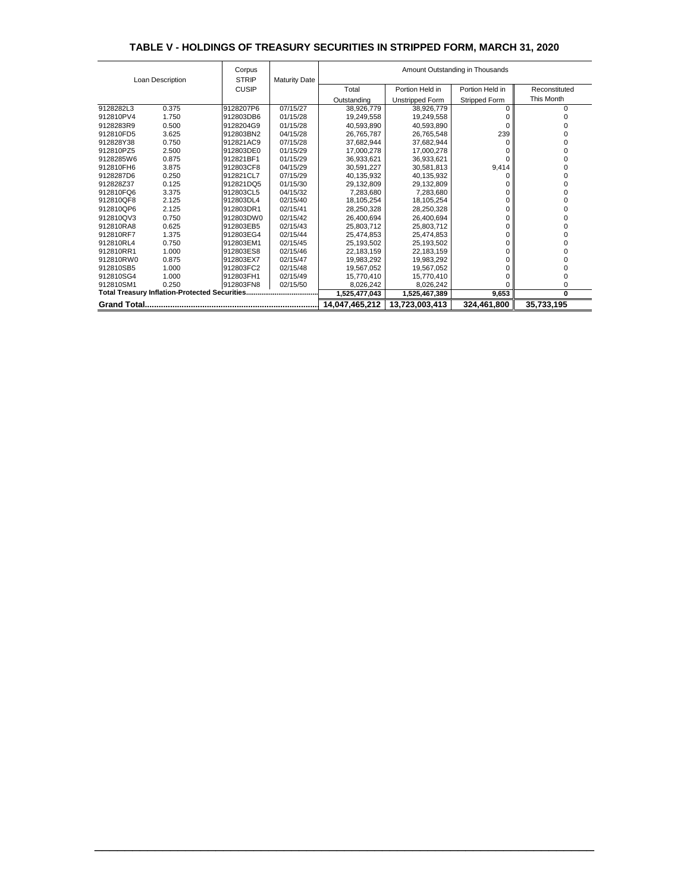# TABLE V - HOLDINGS OF TREASURY SECURITIES IN STRIPPED FORM, MARCH 31, 2020

| Loan Description | | Corpus STRIP CUSIP | Maturity Date | Amount Outstanding in Thousands | | | |
|---|---|---|---|---|---|---|---|
| | | | | Total Outstanding | Portion Held in Unstripped Form | Portion Held in Stripped Form | Reconstituted This Month |
| 9128282L3 | 0.375 | 9128207P6 | 07/15/27 | 38,926,779 | 38,926,779 | 0 | 0 |
| 912810PV4 | 1.750 | 912803DB6 | 01/15/28 | 19,249,558 | 19,249,558 | 0 | 0 |
| 9128283R9 | 0.500 | 9128204G9 | 01/15/28 | 40,593,890 | 40,593,890 | 0 | 0 |
| 912810FD5 | 3.625 | 912803BN2 | 04/15/28 | 26,765,787 | 26,765,548 | 239 | 0 |
| 912828Y38 | 0.750 | 912821AC9 | 07/15/28 | 37,682,944 | 37,682,944 | 0 | 0 |
| 912810PZ5 | 2.500 | 912803DE0 | 01/15/29 | 17,000,278 | 17,000,278 | 0 | 0 |
| 9128285W6 | 0.875 | 912821BF1 | 01/15/29 | 36,933,621 | 36,933,621 | 0 | 0 |
| 912810FH6 | 3.875 | 912803CF8 | 04/15/29 | 30,591,227 | 30,581,813 | 9,414 | 0 |
| 9128287D6 | 0.250 | 912821CL7 | 07/15/29 | 40,135,932 | 40,135,932 | 0 | 0 |
| 912828Z37 | 0.125 | 912821DQ5 | 01/15/30 | 29,132,809 | 29,132,809 | 0 | 0 |
| 912810FQ6 | 3.375 | 912803CL5 | 04/15/32 | 7,283,680 | 7,283,680 | 0 | 0 |
| 912810QF8 | 2.125 | 912803DL4 | 02/15/40 | 18,105,254 | 18,105,254 | 0 | 0 |
| 912810QP6 | 2.125 | 912803DR1 | 02/15/41 | 28,250,328 | 28,250,328 | 0 | 0 |
| 912810QV3 | 0.750 | 912803DW0 | 02/15/42 | 26,400,694 | 26,400,694 | 0 | 0 |
| 912810RA8 | 0.625 | 912803EB5 | 02/15/43 | 25,803,712 | 25,803,712 | 0 | 0 |
| 912810RF7 | 1.375 | 912803EG4 | 02/15/44 | 25,474,853 | 25,474,853 | 0 | 0 |
| 912810RL4 | 0.750 | 912803EM1 | 02/15/45 | 25,193,502 | 25,193,502 | 0 | 0 |
| 912810RR1 | 1.000 | 912803ES8 | 02/15/46 | 22,183,159 | 22,183,159 | 0 | 0 |
| 912810RW0 | 0.875 | 912803EX7 | 02/15/47 | 19,983,292 | 19,983,292 | 0 | 0 |
| 912810SB5 | 1.000 | 912803FC2 | 02/15/48 | 19,567,052 | 19,567,052 | 0 | 0 |
| 912810SG4 | 1.000 | 912803FH1 | 02/15/49 | 15,770,410 | 15,770,410 | 0 | 0 |
| 912810SM1 | 0.250 | 912803FN8 | 02/15/50 | 8,026,242 | 8,026,242 | 0 | 0 |
| **Total Treasury Inflation-Protected Securities.....................................** | | | | **1,525,477,043** | **1,525,467,389** | **9,653** | **0** |
| **Grand Total............................................................................** | | | | **14,047,465,212** | **13,723,003,413** | **324,461,800** | **35,733,195** |